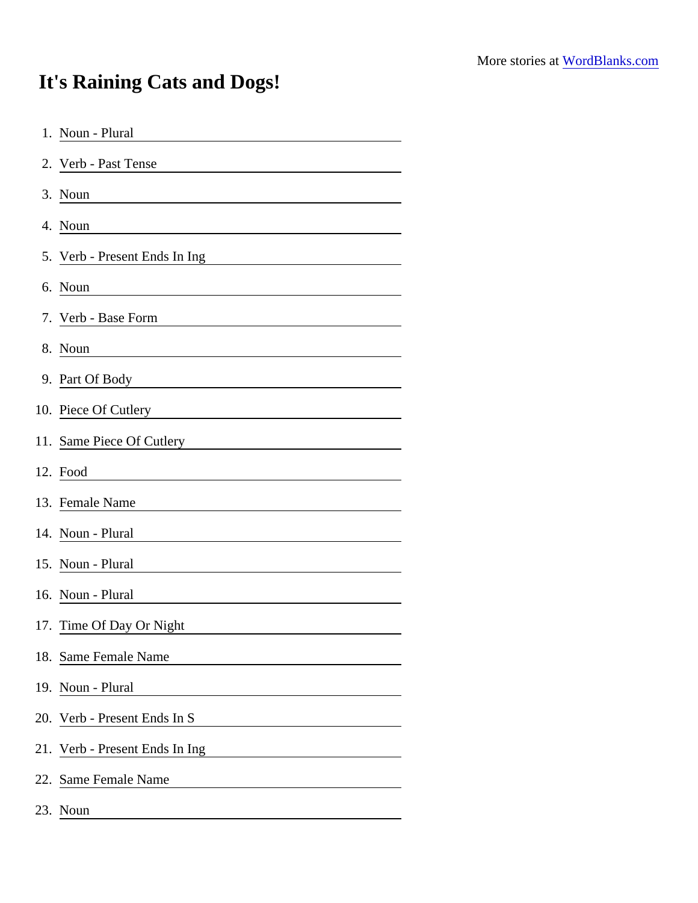More stories at WordBlanks.com

# It's Raining Cats and Dogs!

1. Noun - Plural
2. Verb - Past Tense
3. Noun
4. Noun
5. Verb - Present Ends In Ing
6. Noun
7. Verb - Base Form
8. Noun
9. Part Of Body
10. Piece Of Cutlery
11. Same Piece Of Cutlery
12. Food
13. Female Name
14. Noun - Plural
15. Noun - Plural
16. Noun - Plural
17. Time Of Day Or Night
18. Same Female Name
19. Noun - Plural
20. Verb - Present Ends In S
21. Verb - Present Ends In Ing
22. Same Female Name
23. Noun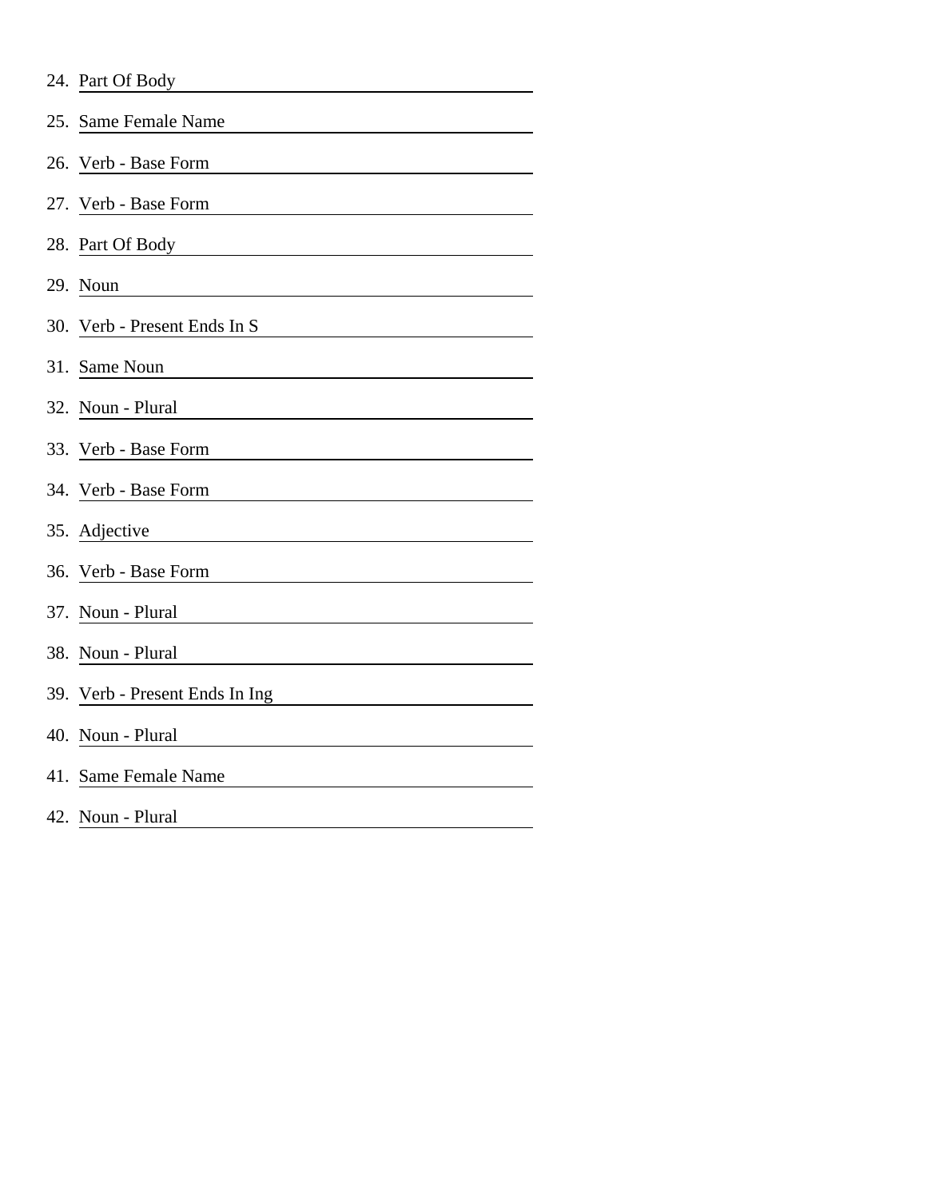24. Part Of Body ____________________
25. Same Female Name ____________________
26. Verb - Base Form ____________________
27. Verb - Base Form ____________________
28. Part Of Body ____________________
29. Noun ____________________
30. Verb - Present Ends In S ____________________
31. Same Noun ____________________
32. Noun - Plural ____________________
33. Verb - Base Form ____________________
34. Verb - Base Form ____________________
35. Adjective ____________________
36. Verb - Base Form ____________________
37. Noun - Plural ____________________
38. Noun - Plural ____________________
39. Verb - Present Ends In Ing ____________________
40. Noun - Plural ____________________
41. Same Female Name ____________________
42. Noun - Plural ____________________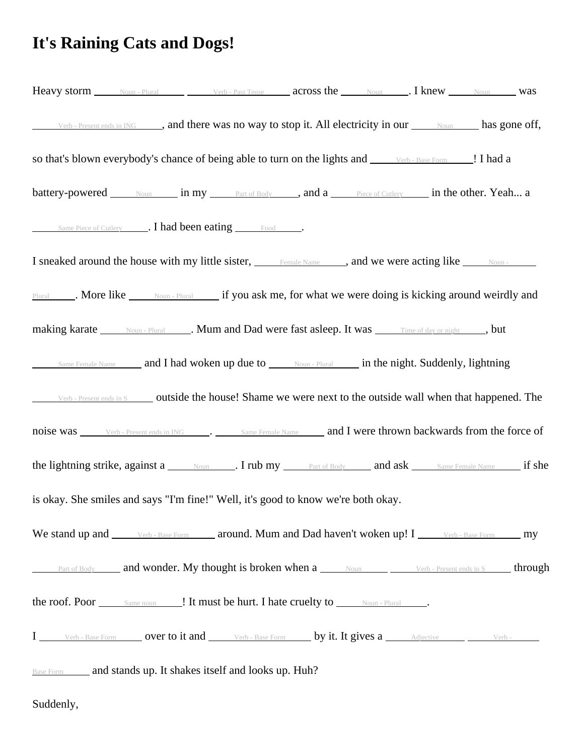# It's Raining Cats and Dogs!

Heavy storm \_\_\_\_Noun - Plural\_\_\_\_ \_\_\_\_Verb - Past Tense\_\_\_\_ across the \_\_\_\_Noun\_\_\_\_. I knew \_\_\_\_Noun\_\_\_\_ was \_\_\_\_Verb - Present ends in ING\_\_\_\_, and there was no way to stop it. All electricity in our \_\_\_\_Noun\_\_\_\_ has gone off, so that's blown everybody's chance of being able to turn on the lights and \_\_\_\_Verb - Base Form\_\_\_\_! I had a battery-powered \_\_\_\_Noun\_\_\_\_ in my \_\_\_\_Part of Body\_\_\_\_, and a \_\_\_\_Piece of Cutlery\_\_\_\_ in the other. Yeah... a \_\_\_\_Same Piece of Cutlery\_\_\_\_. I had been eating \_\_\_\_Food\_\_\_\_.

I sneaked around the house with my little sister, \_\_\_\_Female Name\_\_\_\_, and we were acting like \_\_\_\_Noun - Plural\_\_\_\_. More like \_\_\_\_Noun - Plural\_\_\_\_ if you ask me, for what we were doing is kicking around weirdly and making karate \_\_\_\_Noun - Plural\_\_\_\_. Mum and Dad were fast asleep. It was \_\_\_\_Time of day or night\_\_\_\_, but \_\_\_\_Same Female Name\_\_\_\_ and I had woken up due to \_\_\_\_Noun - Plural\_\_\_\_ in the night. Suddenly, lightning \_\_\_\_Verb - Present ends in S\_\_\_\_ outside the house! Shame we were next to the outside wall when that happened. The noise was \_\_\_\_Verb - Present ends in ING\_\_\_\_. \_\_\_\_Same Female Name\_\_\_\_ and I were thrown backwards from the force of the lightning strike, against a \_\_\_\_Noun\_\_\_\_. I rub my \_\_\_\_Part of Body\_\_\_\_ and ask \_\_\_\_Same Female Name\_\_\_\_ if she is okay. She smiles and says "I'm fine!" Well, it's good to know we're both okay.

We stand up and \_\_\_\_Verb - Base Form\_\_\_\_ around. Mum and Dad haven't woken up! I \_\_\_\_Verb - Base Form\_\_\_\_ my \_\_\_\_Part of Body\_\_\_\_ and wonder. My thought is broken when a \_\_\_\_Noun\_\_\_\_ \_\_\_\_Verb - Present ends in S\_\_\_\_ through the roof. Poor \_\_\_\_Same noun\_\_\_\_! It must be hurt. I hate cruelty to \_\_\_\_Noun - Plural\_\_\_\_.

I \_\_\_\_Verb - Base Form\_\_\_\_ over to it and \_\_\_\_Verb - Base Form\_\_\_\_ by it. It gives a \_\_\_\_Adjective\_\_\_\_ \_\_\_\_Verb - Base Form\_\_\_\_ and stands up. It shakes itself and looks up. Huh?

Suddenly,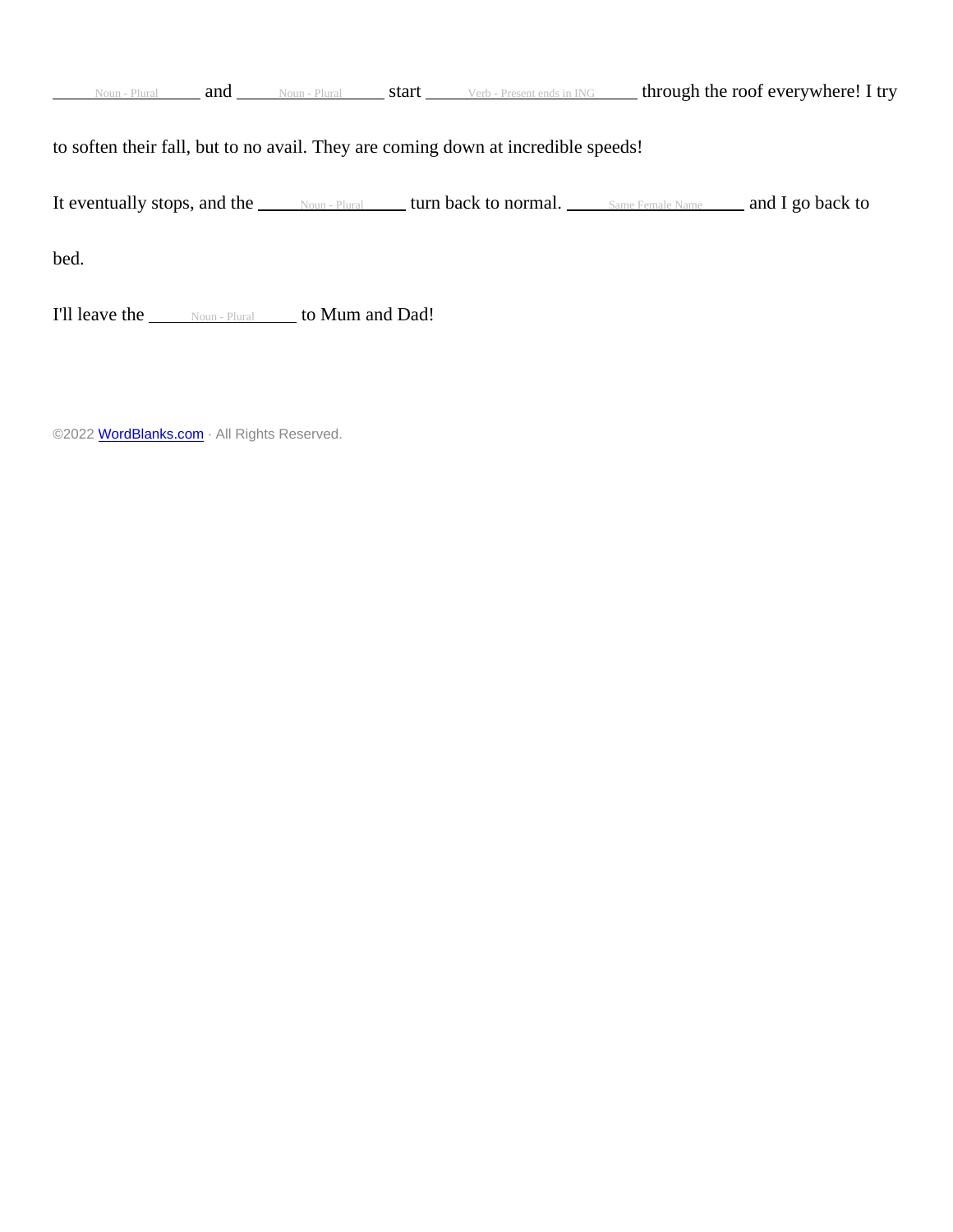\_\_\_\_\_Noun - Plural\_\_\_\_\_ and \_\_\_\_\_Noun - Plural\_\_\_\_\_ start \_\_\_\_\_Verb - Present ends in ING\_\_\_\_\_ through the roof everywhere! I try to soften their fall, but to no avail. They are coming down at incredible speeds!

It eventually stops, and the \_\_\_\_\_Noun - Plural\_\_\_\_\_ turn back to normal. \_\_\_\_\_Same Female Name\_\_\_\_\_ and I go back to bed.

I'll leave the \_\_\_\_\_Noun - Plural\_\_\_\_\_ to Mum and Dad!

©2022 WordBlanks.com · All Rights Reserved.